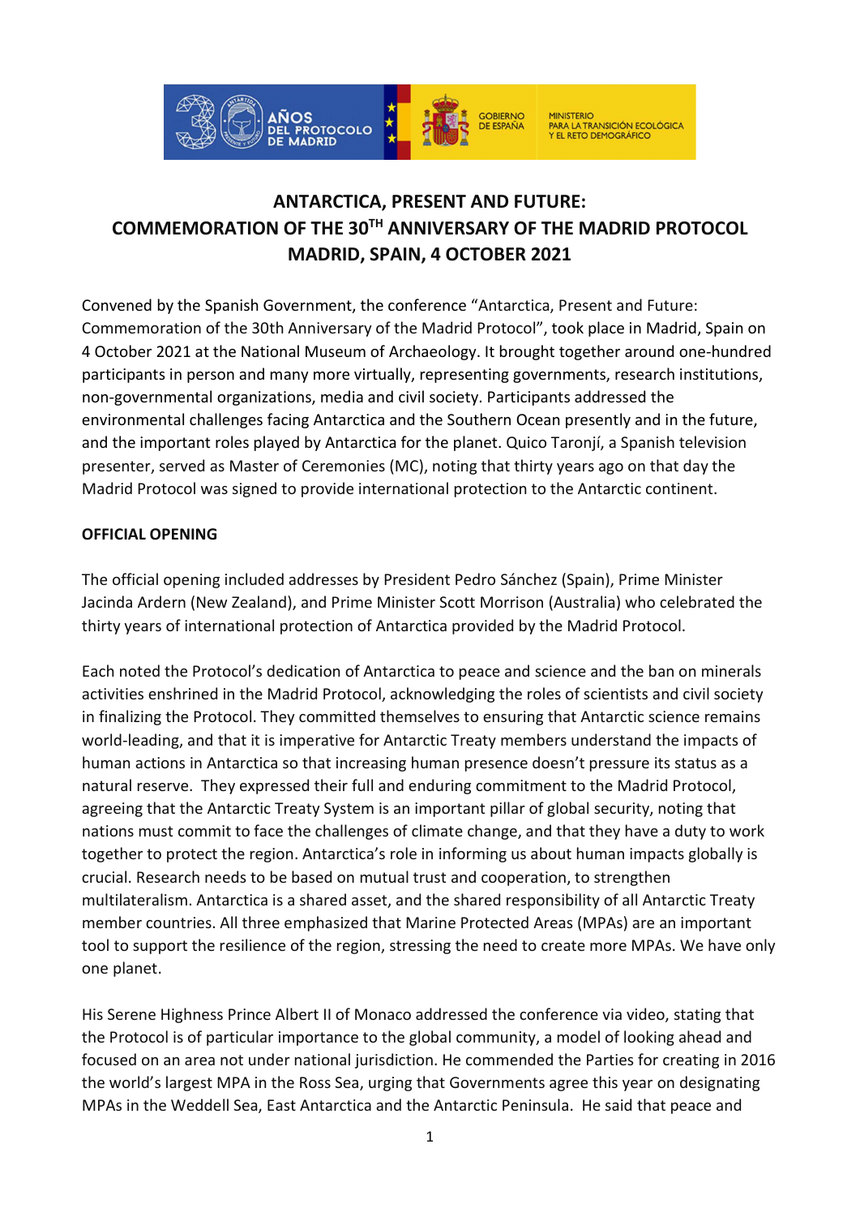# ANTARCTICA, PRESENT AND FUTURE: COMMEMORATION OF THE 30TH ANNIVERSARY OF THE MADRID PROTOCOL MADRID, SPAIN, 4 OCTOBER 2021

Convened by the Spanish Government, the conference "Antarctica, Present and Future: Commemoration of the 30th Anniversary of the Madrid Protocol", took place in Madrid, Spain on 4 October 2021 at the National Museum of Archaeology. It brought together around one-hundred participants in person and many more virtually, representing governments, research institutions, non-governmental organizations, media and civil society. Participants addressed the environmental challenges facing Antarctica and the Southern Ocean presently and in the future, and the important roles played by Antarctica for the planet. Quico Taronjí, a Spanish television presenter, served as Master of Ceremonies (MC), noting that thirty years ago on that day the Madrid Protocol was signed to provide international protection to the Antarctic continent.

## OFFICIAL OPENING

The official opening included addresses by President Pedro Sánchez (Spain), Prime Minister Jacinda Ardern (New Zealand), and Prime Minister Scott Morrison (Australia) who celebrated the thirty years of international protection of Antarctica provided by the Madrid Protocol.

Each noted the Protocol's dedication of Antarctica to peace and science and the ban on minerals activities enshrined in the Madrid Protocol, acknowledging the roles of scientists and civil society in finalizing the Protocol. They committed themselves to ensuring that Antarctic science remains world-leading, and that it is imperative for Antarctic Treaty members understand the impacts of human actions in Antarctica so that increasing human presence doesn't pressure its status as a natural reserve. They expressed their full and enduring commitment to the Madrid Protocol, agreeing that the Antarctic Treaty System is an important pillar of global security, noting that nations must commit to face the challenges of climate change, and that they have a duty to work together to protect the region. Antarctica's role in informing us about human impacts globally is crucial. Research needs to be based on mutual trust and cooperation, to strengthen multilateralism. Antarctica is a shared asset, and the shared responsibility of all Antarctic Treaty member countries. All three emphasized that Marine Protected Areas (MPAs) are an important tool to support the resilience of the region, stressing the need to create more MPAs. We have only one planet.

His Serene Highness Prince Albert II of Monaco addressed the conference via video, stating that the Protocol is of particular importance to the global community, a model of looking ahead and focused on an area not under national jurisdiction. He commended the Parties for creating in 2016 the world's largest MPA in the Ross Sea, urging that Governments agree this year on designating MPAs in the Weddell Sea, East Antarctica and the Antarctic Peninsula. He said that peace and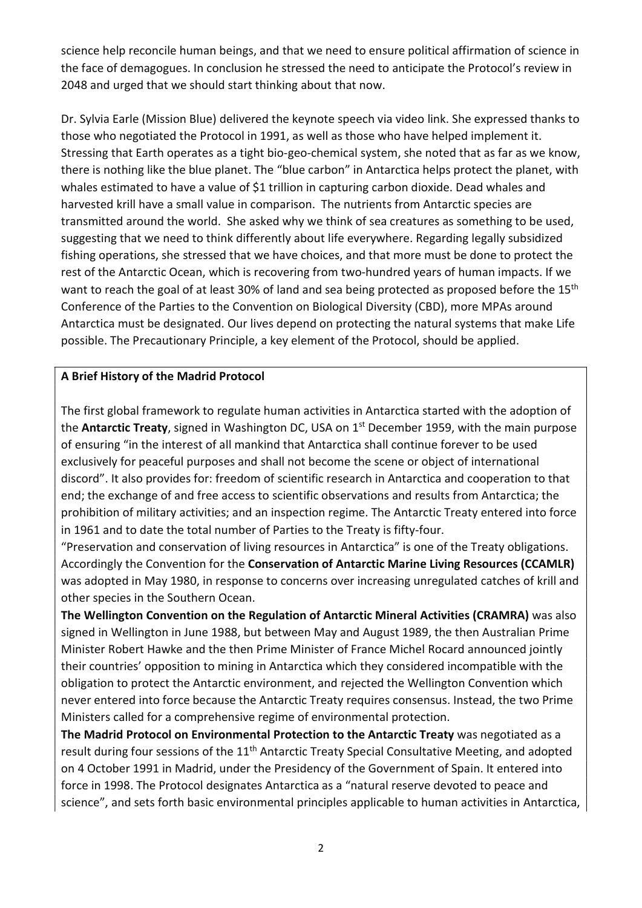science help reconcile human beings, and that we need to ensure political affirmation of science in the face of demagogues. In conclusion he stressed the need to anticipate the Protocol's review in 2048 and urged that we should start thinking about that now.

Dr. Sylvia Earle (Mission Blue) delivered the keynote speech via video link. She expressed thanks to those who negotiated the Protocol in 1991, as well as those who have helped implement it. Stressing that Earth operates as a tight bio-geo-chemical system, she noted that as far as we know, there is nothing like the blue planet. The "blue carbon" in Antarctica helps protect the planet, with whales estimated to have a value of $1 trillion in capturing carbon dioxide. Dead whales and harvested krill have a small value in comparison. The nutrients from Antarctic species are transmitted around the world. She asked why we think of sea creatures as something to be used, suggesting that we need to think differently about life everywhere. Regarding legally subsidized fishing operations, she stressed that we have choices, and that more must be done to protect the rest of the Antarctic Ocean, which is recovering from two-hundred years of human impacts. If we want to reach the goal of at least 30% of land and sea being protected as proposed before the 15th Conference of the Parties to the Convention on Biological Diversity (CBD), more MPAs around Antarctica must be designated. Our lives depend on protecting the natural systems that make Life possible. The Precautionary Principle, a key element of the Protocol, should be applied.

**A Brief History of the Madrid Protocol**

The first global framework to regulate human activities in Antarctica started with the adoption of the **Antarctic Treaty**, signed in Washington DC, USA on 1st December 1959, with the main purpose of ensuring "in the interest of all mankind that Antarctica shall continue forever to be used exclusively for peaceful purposes and shall not become the scene or object of international discord". It also provides for: freedom of scientific research in Antarctica and cooperation to that end; the exchange of and free access to scientific observations and results from Antarctica; the prohibition of military activities; and an inspection regime. The Antarctic Treaty entered into force in 1961 and to date the total number of Parties to the Treaty is fifty-four.

"Preservation and conservation of living resources in Antarctica" is one of the Treaty obligations. Accordingly the Convention for the **Conservation of Antarctic Marine Living Resources (CCAMLR)** was adopted in May 1980, in response to concerns over increasing unregulated catches of krill and other species in the Southern Ocean.

**The Wellington Convention on the Regulation of Antarctic Mineral Activities (CRAMRA)** was also signed in Wellington in June 1988, but between May and August 1989, the then Australian Prime Minister Robert Hawke and the then Prime Minister of France Michel Rocard announced jointly their countries' opposition to mining in Antarctica which they considered incompatible with the obligation to protect the Antarctic environment, and rejected the Wellington Convention which never entered into force because the Antarctic Treaty requires consensus. Instead, the two Prime Ministers called for a comprehensive regime of environmental protection.

**The Madrid Protocol on Environmental Protection to the Antarctic Treaty** was negotiated as a result during four sessions of the 11th Antarctic Treaty Special Consultative Meeting, and adopted on 4 October 1991 in Madrid, under the Presidency of the Government of Spain. It entered into force in 1998. The Protocol designates Antarctica as a "natural reserve devoted to peace and science", and sets forth basic environmental principles applicable to human activities in Antarctica,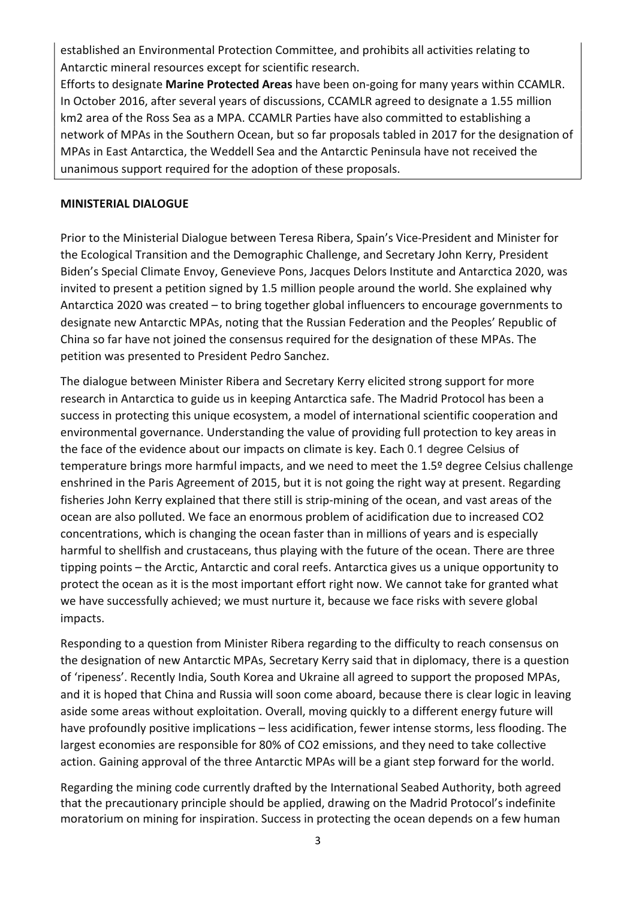established an Environmental Protection Committee, and prohibits all activities relating to Antarctic mineral resources except for scientific research.

Efforts to designate **Marine Protected Areas** have been on-going for many years within CCAMLR. In October 2016, after several years of discussions, CCAMLR agreed to designate a 1.55 million km2 area of the Ross Sea as a MPA. CCAMLR Parties have also committed to establishing a network of MPAs in the Southern Ocean, but so far proposals tabled in 2017 for the designation of MPAs in East Antarctica, the Weddell Sea and the Antarctic Peninsula have not received the unanimous support required for the adoption of these proposals.

**MINISTERIAL DIALOGUE**

Prior to the Ministerial Dialogue between Teresa Ribera, Spain's Vice-President and Minister for the Ecological Transition and the Demographic Challenge, and Secretary John Kerry, President Biden's Special Climate Envoy, Genevieve Pons, Jacques Delors Institute and Antarctica 2020, was invited to present a petition signed by 1.5 million people around the world. She explained why Antarctica 2020 was created – to bring together global influencers to encourage governments to designate new Antarctic MPAs, noting that the Russian Federation and the Peoples' Republic of China so far have not joined the consensus required for the designation of these MPAs. The petition was presented to President Pedro Sanchez.

The dialogue between Minister Ribera and Secretary Kerry elicited strong support for more research in Antarctica to guide us in keeping Antarctica safe. The Madrid Protocol has been a success in protecting this unique ecosystem, a model of international scientific cooperation and environmental governance. Understanding the value of providing full protection to key areas in the face of the evidence about our impacts on climate is key. Each 0.1 degree Celsius of temperature brings more harmful impacts, and we need to meet the 1.5º degree Celsius challenge enshrined in the Paris Agreement of 2015, but it is not going the right way at present. Regarding fisheries John Kerry explained that there still is strip-mining of the ocean, and vast areas of the ocean are also polluted. We face an enormous problem of acidification due to increased $CO_2$ concentrations, which is changing the ocean faster than in millions of years and is especially harmful to shellfish and crustaceans, thus playing with the future of the ocean. There are three tipping points – the Arctic, Antarctic and coral reefs. Antarctica gives us a unique opportunity to protect the ocean as it is the most important effort right now. We cannot take for granted what we have successfully achieved; we must nurture it, because we face risks with severe global impacts.

Responding to a question from Minister Ribera regarding to the difficulty to reach consensus on the designation of new Antarctic MPAs, Secretary Kerry said that in diplomacy, there is a question of 'ripeness'. Recently India, South Korea and Ukraine all agreed to support the proposed MPAs, and it is hoped that China and Russia will soon come aboard, because there is clear logic in leaving aside some areas without exploitation. Overall, moving quickly to a different energy future will have profoundly positive implications – less acidification, fewer intense storms, less flooding. The largest economies are responsible for 80% of $CO_2$ emissions, and they need to take collective action. Gaining approval of the three Antarctic MPAs will be a giant step forward for the world.

Regarding the mining code currently drafted by the International Seabed Authority, both agreed that the precautionary principle should be applied, drawing on the Madrid Protocol's indefinite moratorium on mining for inspiration. Success in protecting the ocean depends on a few human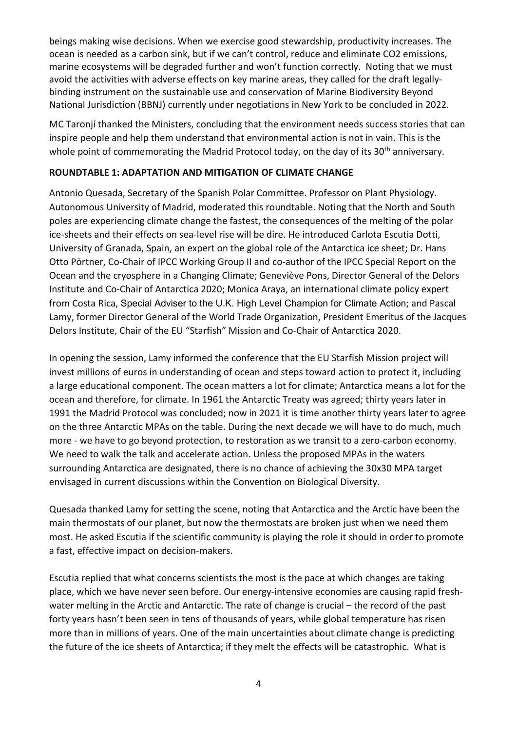beings making wise decisions. When we exercise good stewardship, productivity increases. The ocean is needed as a carbon sink, but if we can't control, reduce and eliminate $CO_2$ emissions, marine ecosystems will be degraded further and won't function correctly. Noting that we must avoid the activities with adverse effects on key marine areas, they called for the draft legally-binding instrument on the sustainable use and conservation of Marine Biodiversity Beyond National Jurisdiction (BBNJ) currently under negotiations in New York to be concluded in 2022.

MC Taronjí thanked the Ministers, concluding that the environment needs success stories that can inspire people and help them understand that environmental action is not in vain. This is the whole point of commemorating the Madrid Protocol today, on the day of its 30th anniversary.

**ROUNDTABLE 1: ADAPTATION AND MITIGATION OF CLIMATE CHANGE**

Antonio Quesada, Secretary of the Spanish Polar Committee. Professor on Plant Physiology. Autonomous University of Madrid, moderated this roundtable. Noting that the North and South poles are experiencing climate change the fastest, the consequences of the melting of the polar ice-sheets and their effects on sea-level rise will be dire. He introduced Carlota Escutia Dotti, University of Granada, Spain, an expert on the global role of the Antarctica ice sheet; Dr. Hans Otto Pörtner, Co-Chair of IPCC Working Group II and co-author of the IPCC Special Report on the Ocean and the cryosphere in a Changing Climate; Geneviève Pons, Director General of the Delors Institute and Co-Chair of Antarctica 2020; Monica Araya, an international climate policy expert from Costa Rica, Special Adviser to the U.K. High Level Champion for Climate Action; and Pascal Lamy, former Director General of the World Trade Organization, President Emeritus of the Jacques Delors Institute, Chair of the EU "Starfish" Mission and Co-Chair of Antarctica 2020.

In opening the session, Lamy informed the conference that the EU Starfish Mission project will invest millions of euros in understanding of ocean and steps toward action to protect it, including a large educational component. The ocean matters a lot for climate; Antarctica means a lot for the ocean and therefore, for climate. In 1961 the Antarctic Treaty was agreed; thirty years later in 1991 the Madrid Protocol was concluded; now in 2021 it is time another thirty years later to agree on the three Antarctic MPAs on the table. During the next decade we will have to do much, much more - we have to go beyond protection, to restoration as we transit to a zero-carbon economy. We need to walk the talk and accelerate action. Unless the proposed MPAs in the waters surrounding Antarctica are designated, there is no chance of achieving the 30x30 MPA target envisaged in current discussions within the Convention on Biological Diversity.

Quesada thanked Lamy for setting the scene, noting that Antarctica and the Arctic have been the main thermostats of our planet, but now the thermostats are broken just when we need them most. He asked Escutia if the scientific community is playing the role it should in order to promote a fast, effective impact on decision-makers.

Escutia replied that what concerns scientists the most is the pace at which changes are taking place, which we have never seen before. Our energy-intensive economies are causing rapid fresh-water melting in the Arctic and Antarctic. The rate of change is crucial – the record of the past forty years hasn't been seen in tens of thousands of years, while global temperature has risen more than in millions of years. One of the main uncertainties about climate change is predicting the future of the ice sheets of Antarctica; if they melt the effects will be catastrophic. What is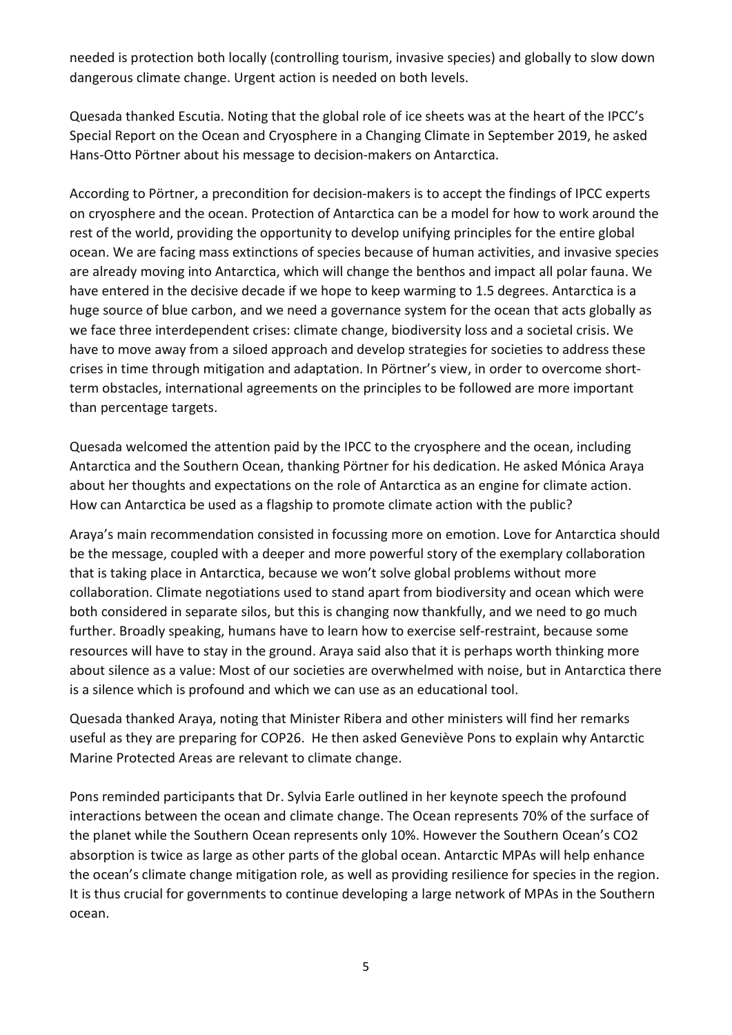needed is protection both locally (controlling tourism, invasive species) and globally to slow down dangerous climate change. Urgent action is needed on both levels.

Quesada thanked Escutia. Noting that the global role of ice sheets was at the heart of the IPCC's Special Report on the Ocean and Cryosphere in a Changing Climate in September 2019, he asked Hans-Otto Pörtner about his message to decision-makers on Antarctica.

According to Pörtner, a precondition for decision-makers is to accept the findings of IPCC experts on cryosphere and the ocean. Protection of Antarctica can be a model for how to work around the rest of the world, providing the opportunity to develop unifying principles for the entire global ocean. We are facing mass extinctions of species because of human activities, and invasive species are already moving into Antarctica, which will change the benthos and impact all polar fauna. We have entered in the decisive decade if we hope to keep warming to 1.5 degrees. Antarctica is a huge source of blue carbon, and we need a governance system for the ocean that acts globally as we face three interdependent crises: climate change, biodiversity loss and a societal crisis. We have to move away from a siloed approach and develop strategies for societies to address these crises in time through mitigation and adaptation. In Pörtner's view, in order to overcome short-term obstacles, international agreements on the principles to be followed are more important than percentage targets.

Quesada welcomed the attention paid by the IPCC to the cryosphere and the ocean, including Antarctica and the Southern Ocean, thanking Pörtner for his dedication. He asked Mónica Araya about her thoughts and expectations on the role of Antarctica as an engine for climate action. How can Antarctica be used as a flagship to promote climate action with the public?

Araya's main recommendation consisted in focussing more on emotion. Love for Antarctica should be the message, coupled with a deeper and more powerful story of the exemplary collaboration that is taking place in Antarctica, because we won't solve global problems without more collaboration. Climate negotiations used to stand apart from biodiversity and ocean which were both considered in separate silos, but this is changing now thankfully, and we need to go much further. Broadly speaking, humans have to learn how to exercise self-restraint, because some resources will have to stay in the ground. Araya said also that it is perhaps worth thinking more about silence as a value: Most of our societies are overwhelmed with noise, but in Antarctica there is a silence which is profound and which we can use as an educational tool.

Quesada thanked Araya, noting that Minister Ribera and other ministers will find her remarks useful as they are preparing for COP26. He then asked Geneviève Pons to explain why Antarctic Marine Protected Areas are relevant to climate change.

Pons reminded participants that Dr. Sylvia Earle outlined in her keynote speech the profound interactions between the ocean and climate change. The Ocean represents 70% of the surface of the planet while the Southern Ocean represents only 10%. However the Southern Ocean's $CO_2$ absorption is twice as large as other parts of the global ocean. Antarctic MPAs will help enhance the ocean's climate change mitigation role, as well as providing resilience for species in the region. It is thus crucial for governments to continue developing a large network of MPAs in the Southern ocean.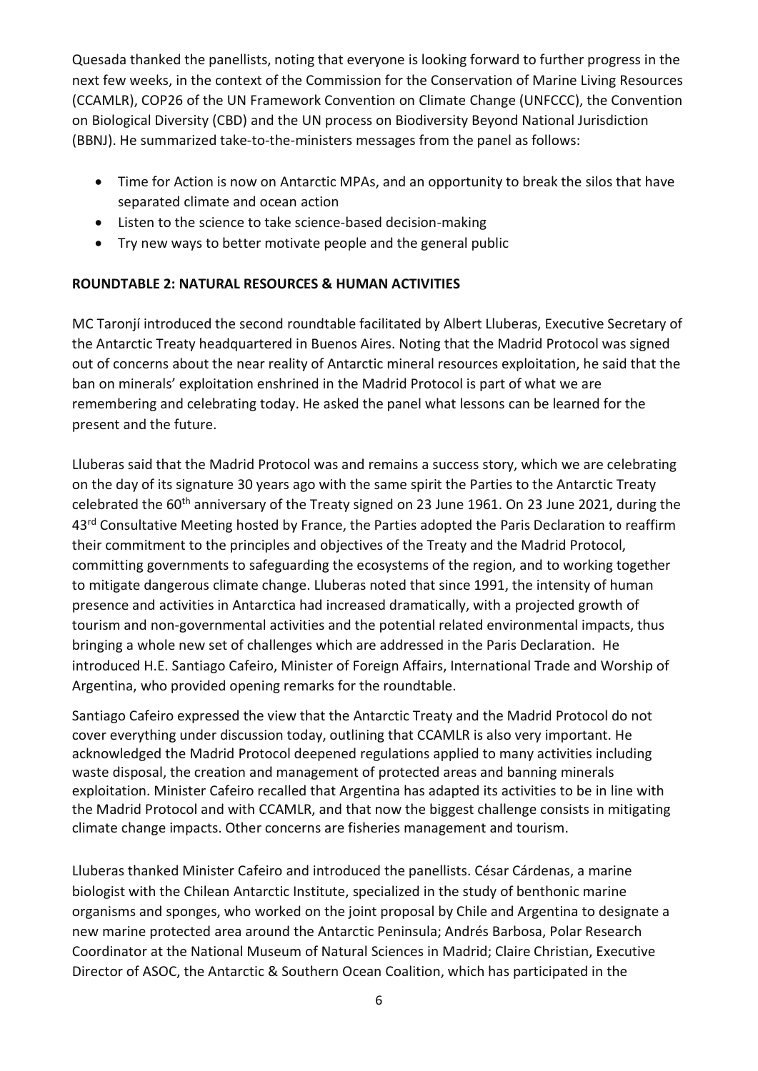Quesada thanked the panellists, noting that everyone is looking forward to further progress in the next few weeks, in the context of the Commission for the Conservation of Marine Living Resources (CCAMLR), COP26 of the UN Framework Convention on Climate Change (UNFCCC), the Convention on Biological Diversity (CBD) and the UN process on Biodiversity Beyond National Jurisdiction (BBNJ). He summarized take-to-the-ministers messages from the panel as follows:

- Time for Action is now on Antarctic MPAs, and an opportunity to break the silos that have separated climate and ocean action
- Listen to the science to take science-based decision-making
- Try new ways to better motivate people and the general public

**ROUNDTABLE 2: NATURAL RESOURCES & HUMAN ACTIVITIES**

MC Taronjí introduced the second roundtable facilitated by Albert Lluberas, Executive Secretary of the Antarctic Treaty headquartered in Buenos Aires. Noting that the Madrid Protocol was signed out of concerns about the near reality of Antarctic mineral resources exploitation, he said that the ban on minerals' exploitation enshrined in the Madrid Protocol is part of what we are remembering and celebrating today. He asked the panel what lessons can be learned for the present and the future.

Lluberas said that the Madrid Protocol was and remains a success story, which we are celebrating on the day of its signature 30 years ago with the same spirit the Parties to the Antarctic Treaty celebrated the 60th anniversary of the Treaty signed on 23 June 1961. On 23 June 2021, during the 43rd Consultative Meeting hosted by France, the Parties adopted the Paris Declaration to reaffirm their commitment to the principles and objectives of the Treaty and the Madrid Protocol, committing governments to safeguarding the ecosystems of the region, and to working together to mitigate dangerous climate change. Lluberas noted that since 1991, the intensity of human presence and activities in Antarctica had increased dramatically, with a projected growth of tourism and non-governmental activities and the potential related environmental impacts, thus bringing a whole new set of challenges which are addressed in the Paris Declaration. He introduced H.E. Santiago Cafeiro, Minister of Foreign Affairs, International Trade and Worship of Argentina, who provided opening remarks for the roundtable.

Santiago Cafeiro expressed the view that the Antarctic Treaty and the Madrid Protocol do not cover everything under discussion today, outlining that CCAMLR is also very important. He acknowledged the Madrid Protocol deepened regulations applied to many activities including waste disposal, the creation and management of protected areas and banning minerals exploitation. Minister Cafeiro recalled that Argentina has adapted its activities to be in line with the Madrid Protocol and with CCAMLR, and that now the biggest challenge consists in mitigating climate change impacts. Other concerns are fisheries management and tourism.

Lluberas thanked Minister Cafeiro and introduced the panellists. César Cárdenas, a marine biologist with the Chilean Antarctic Institute, specialized in the study of benthonic marine organisms and sponges, who worked on the joint proposal by Chile and Argentina to designate a new marine protected area around the Antarctic Peninsula; Andrés Barbosa, Polar Research Coordinator at the National Museum of Natural Sciences in Madrid; Claire Christian, Executive Director of ASOC, the Antarctic & Southern Ocean Coalition, which has participated in the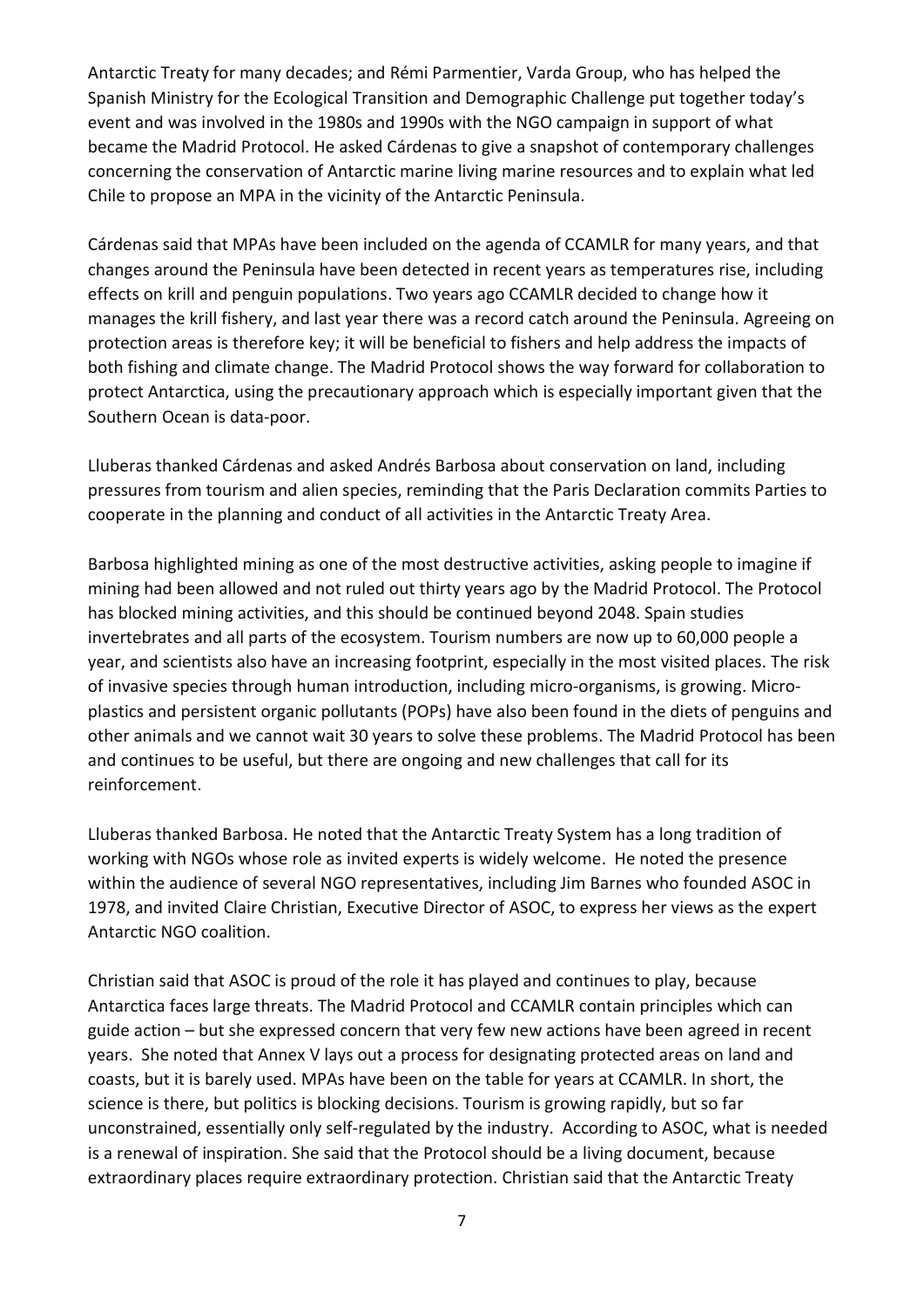Antarctic Treaty for many decades; and Rémi Parmentier, Varda Group, who has helped the Spanish Ministry for the Ecological Transition and Demographic Challenge put together today's event and was involved in the 1980s and 1990s with the NGO campaign in support of what became the Madrid Protocol. He asked Cárdenas to give a snapshot of contemporary challenges concerning the conservation of Antarctic marine living marine resources and to explain what led Chile to propose an MPA in the vicinity of the Antarctic Peninsula.

Cárdenas said that MPAs have been included on the agenda of CCAMLR for many years, and that changes around the Peninsula have been detected in recent years as temperatures rise, including effects on krill and penguin populations. Two years ago CCAMLR decided to change how it manages the krill fishery, and last year there was a record catch around the Peninsula. Agreeing on protection areas is therefore key; it will be beneficial to fishers and help address the impacts of both fishing and climate change. The Madrid Protocol shows the way forward for collaboration to protect Antarctica, using the precautionary approach which is especially important given that the Southern Ocean is data-poor.

Lluberas thanked Cárdenas and asked Andrés Barbosa about conservation on land, including pressures from tourism and alien species, reminding that the Paris Declaration commits Parties to cooperate in the planning and conduct of all activities in the Antarctic Treaty Area.

Barbosa highlighted mining as one of the most destructive activities, asking people to imagine if mining had been allowed and not ruled out thirty years ago by the Madrid Protocol. The Protocol has blocked mining activities, and this should be continued beyond 2048. Spain studies invertebrates and all parts of the ecosystem. Tourism numbers are now up to 60,000 people a year, and scientists also have an increasing footprint, especially in the most visited places. The risk of invasive species through human introduction, including micro-organisms, is growing. Micro-plastics and persistent organic pollutants (POPs) have also been found in the diets of penguins and other animals and we cannot wait 30 years to solve these problems. The Madrid Protocol has been and continues to be useful, but there are ongoing and new challenges that call for its reinforcement.

Lluberas thanked Barbosa. He noted that the Antarctic Treaty System has a long tradition of working with NGOs whose role as invited experts is widely welcome. He noted the presence within the audience of several NGO representatives, including Jim Barnes who founded ASOC in 1978, and invited Claire Christian, Executive Director of ASOC, to express her views as the expert Antarctic NGO coalition.

Christian said that ASOC is proud of the role it has played and continues to play, because Antarctica faces large threats. The Madrid Protocol and CCAMLR contain principles which can guide action – but she expressed concern that very few new actions have been agreed in recent years. She noted that Annex V lays out a process for designating protected areas on land and coasts, but it is barely used. MPAs have been on the table for years at CCAMLR. In short, the science is there, but politics is blocking decisions. Tourism is growing rapidly, but so far unconstrained, essentially only self-regulated by the industry. According to ASOC, what is needed is a renewal of inspiration. She said that the Protocol should be a living document, because extraordinary places require extraordinary protection. Christian said that the Antarctic Treaty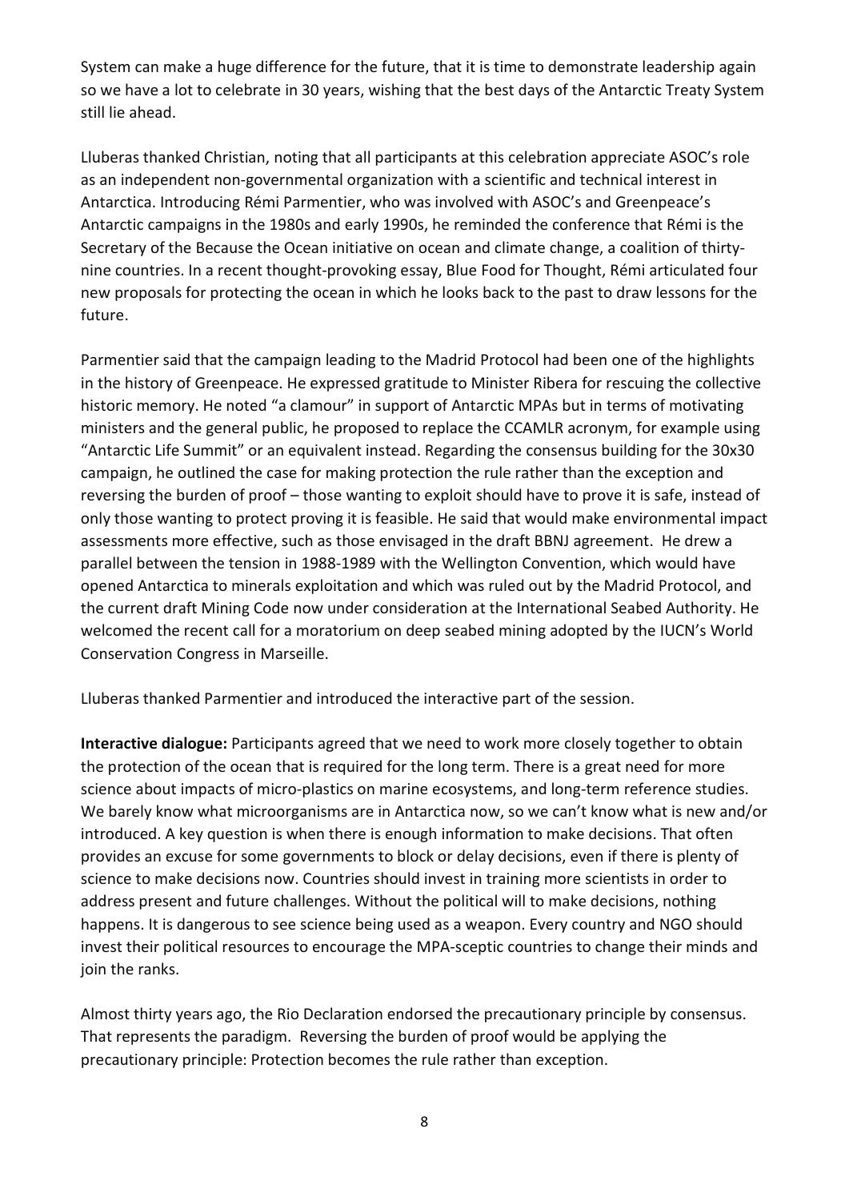System can make a huge difference for the future, that it is time to demonstrate leadership again so we have a lot to celebrate in 30 years, wishing that the best days of the Antarctic Treaty System still lie ahead.

Lluberas thanked Christian, noting that all participants at this celebration appreciate ASOC's role as an independent non-governmental organization with a scientific and technical interest in Antarctica. Introducing Rémi Parmentier, who was involved with ASOC's and Greenpeace's Antarctic campaigns in the 1980s and early 1990s, he reminded the conference that Rémi is the Secretary of the Because the Ocean initiative on ocean and climate change, a coalition of thirty-nine countries. In a recent thought-provoking essay, Blue Food for Thought, Rémi articulated four new proposals for protecting the ocean in which he looks back to the past to draw lessons for the future.

Parmentier said that the campaign leading to the Madrid Protocol had been one of the highlights in the history of Greenpeace. He expressed gratitude to Minister Ribera for rescuing the collective historic memory. He noted "a clamour" in support of Antarctic MPAs but in terms of motivating ministers and the general public, he proposed to replace the CCAMLR acronym, for example using "Antarctic Life Summit" or an equivalent instead. Regarding the consensus building for the 30x30 campaign, he outlined the case for making protection the rule rather than the exception and reversing the burden of proof – those wanting to exploit should have to prove it is safe, instead of only those wanting to protect proving it is feasible. He said that would make environmental impact assessments more effective, such as those envisaged in the draft BBNJ agreement. He drew a parallel between the tension in 1988-1989 with the Wellington Convention, which would have opened Antarctica to minerals exploitation and which was ruled out by the Madrid Protocol, and the current draft Mining Code now under consideration at the International Seabed Authority. He welcomed the recent call for a moratorium on deep seabed mining adopted by the IUCN's World Conservation Congress in Marseille.

Lluberas thanked Parmentier and introduced the interactive part of the session.

**Interactive dialogue:** Participants agreed that we need to work more closely together to obtain the protection of the ocean that is required for the long term. There is a great need for more science about impacts of micro-plastics on marine ecosystems, and long-term reference studies. We barely know what microorganisms are in Antarctica now, so we can't know what is new and/or introduced. A key question is when there is enough information to make decisions. That often provides an excuse for some governments to block or delay decisions, even if there is plenty of science to make decisions now. Countries should invest in training more scientists in order to address present and future challenges. Without the political will to make decisions, nothing happens. It is dangerous to see science being used as a weapon. Every country and NGO should invest their political resources to encourage the MPA-sceptic countries to change their minds and join the ranks.

Almost thirty years ago, the Rio Declaration endorsed the precautionary principle by consensus. That represents the paradigm. Reversing the burden of proof would be applying the precautionary principle: Protection becomes the rule rather than exception.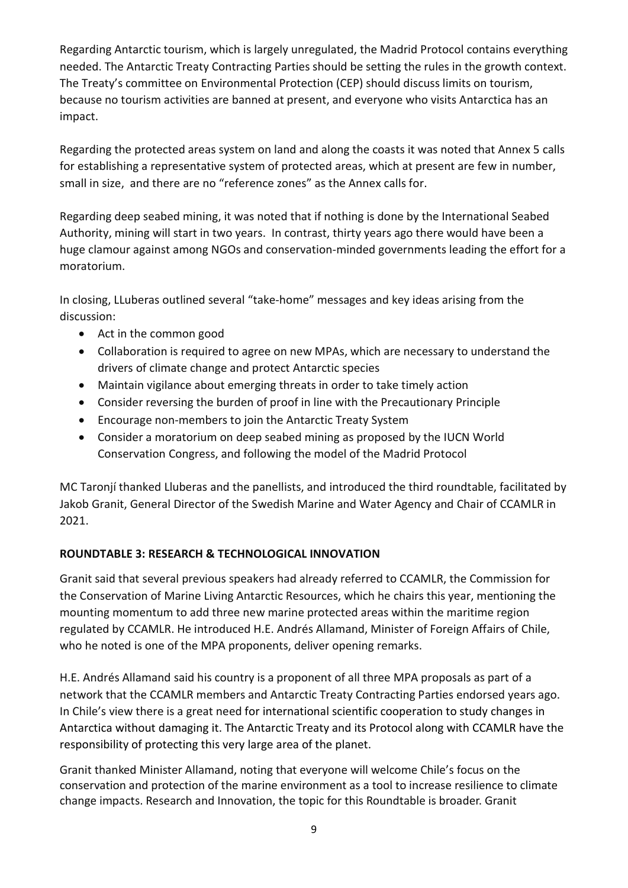Regarding Antarctic tourism, which is largely unregulated, the Madrid Protocol contains everything needed. The Antarctic Treaty Contracting Parties should be setting the rules in the growth context. The Treaty's committee on Environmental Protection (CEP) should discuss limits on tourism, because no tourism activities are banned at present, and everyone who visits Antarctica has an impact.

Regarding the protected areas system on land and along the coasts it was noted that Annex 5 calls for establishing a representative system of protected areas, which at present are few in number, small in size, and there are no "reference zones" as the Annex calls for.

Regarding deep seabed mining, it was noted that if nothing is done by the International Seabed Authority, mining will start in two years. In contrast, thirty years ago there would have been a huge clamour against among NGOs and conservation-minded governments leading the effort for a moratorium.

In closing, LLuberas outlined several "take-home" messages and key ideas arising from the discussion:

- Act in the common good
- Collaboration is required to agree on new MPAs, which are necessary to understand the drivers of climate change and protect Antarctic species
- Maintain vigilance about emerging threats in order to take timely action
- Consider reversing the burden of proof in line with the Precautionary Principle
- Encourage non-members to join the Antarctic Treaty System
- Consider a moratorium on deep seabed mining as proposed by the IUCN World Conservation Congress, and following the model of the Madrid Protocol

MC Taronjí thanked Lluberas and the panellists, and introduced the third roundtable, facilitated by Jakob Granit, General Director of the Swedish Marine and Water Agency and Chair of CCAMLR in 2021.

## ROUNDTABLE 3: RESEARCH & TECHNOLOGICAL INNOVATION

Granit said that several previous speakers had already referred to CCAMLR, the Commission for the Conservation of Marine Living Antarctic Resources, which he chairs this year, mentioning the mounting momentum to add three new marine protected areas within the maritime region regulated by CCAMLR. He introduced H.E. Andrés Allamand, Minister of Foreign Affairs of Chile, who he noted is one of the MPA proponents, deliver opening remarks.

H.E. Andrés Allamand said his country is a proponent of all three MPA proposals as part of a network that the CCAMLR members and Antarctic Treaty Contracting Parties endorsed years ago. In Chile's view there is a great need for international scientific cooperation to study changes in Antarctica without damaging it. The Antarctic Treaty and its Protocol along with CCAMLR have the responsibility of protecting this very large area of the planet.

Granit thanked Minister Allamand, noting that everyone will welcome Chile's focus on the conservation and protection of the marine environment as a tool to increase resilience to climate change impacts. Research and Innovation, the topic for this Roundtable is broader. Granit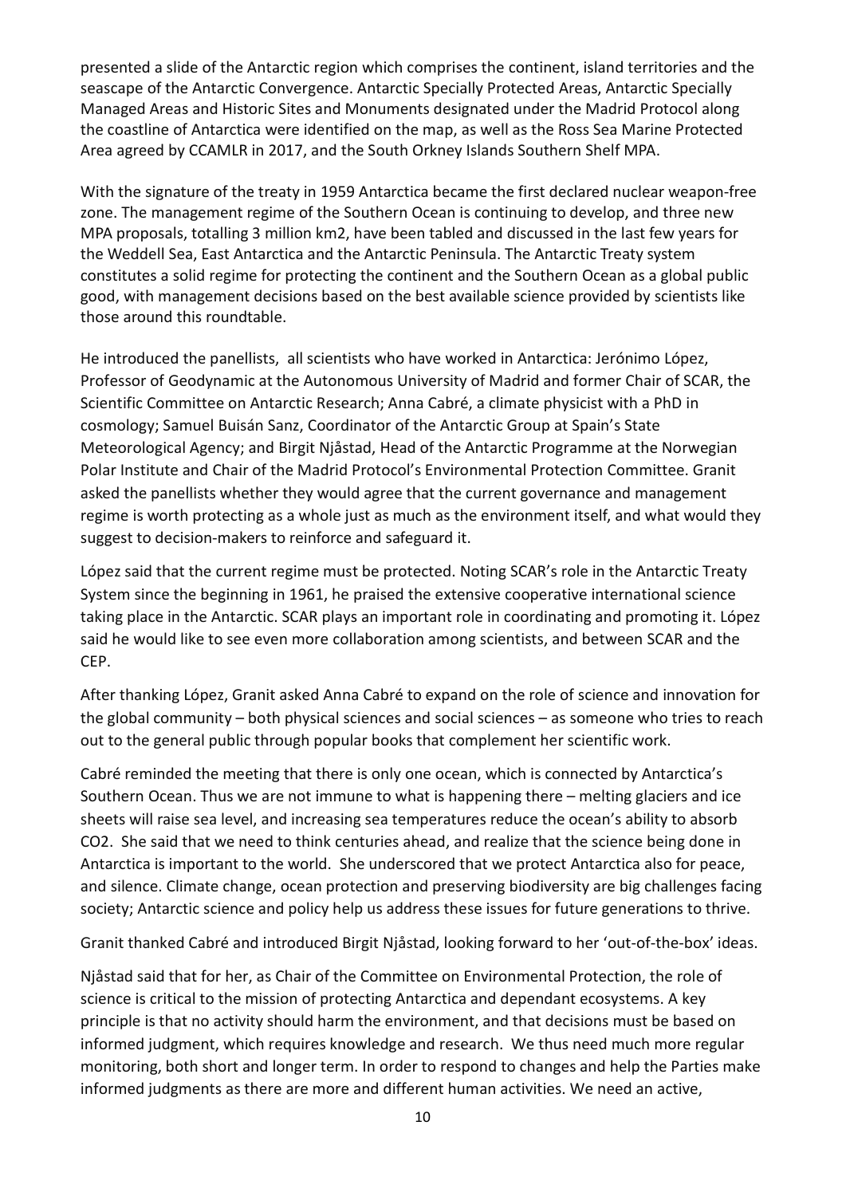presented a slide of the Antarctic region which comprises the continent, island territories and the seascape of the Antarctic Convergence. Antarctic Specially Protected Areas, Antarctic Specially Managed Areas and Historic Sites and Monuments designated under the Madrid Protocol along the coastline of Antarctica were identified on the map, as well as the Ross Sea Marine Protected Area agreed by CCAMLR in 2017, and the South Orkney Islands Southern Shelf MPA.

With the signature of the treaty in 1959 Antarctica became the first declared nuclear weapon-free zone. The management regime of the Southern Ocean is continuing to develop, and three new MPA proposals, totalling 3 million km2, have been tabled and discussed in the last few years for the Weddell Sea, East Antarctica and the Antarctic Peninsula. The Antarctic Treaty system constitutes a solid regime for protecting the continent and the Southern Ocean as a global public good, with management decisions based on the best available science provided by scientists like those around this roundtable.

He introduced the panellists, all scientists who have worked in Antarctica: Jerónimo López, Professor of Geodynamic at the Autonomous University of Madrid and former Chair of SCAR, the Scientific Committee on Antarctic Research; Anna Cabré, a climate physicist with a PhD in cosmology; Samuel Buisán Sanz, Coordinator of the Antarctic Group at Spain's State Meteorological Agency; and Birgit Njåstad, Head of the Antarctic Programme at the Norwegian Polar Institute and Chair of the Madrid Protocol's Environmental Protection Committee. Granit asked the panellists whether they would agree that the current governance and management regime is worth protecting as a whole just as much as the environment itself, and what would they suggest to decision-makers to reinforce and safeguard it.

López said that the current regime must be protected. Noting SCAR's role in the Antarctic Treaty System since the beginning in 1961, he praised the extensive cooperative international science taking place in the Antarctic. SCAR plays an important role in coordinating and promoting it. López said he would like to see even more collaboration among scientists, and between SCAR and the CEP.

After thanking López, Granit asked Anna Cabré to expand on the role of science and innovation for the global community – both physical sciences and social sciences – as someone who tries to reach out to the general public through popular books that complement her scientific work.

Cabré reminded the meeting that there is only one ocean, which is connected by Antarctica's Southern Ocean. Thus we are not immune to what is happening there – melting glaciers and ice sheets will raise sea level, and increasing sea temperatures reduce the ocean's ability to absorb $CO_2$. She said that we need to think centuries ahead, and realize that the science being done in Antarctica is important to the world. She underscored that we protect Antarctica also for peace, and silence. Climate change, ocean protection and preserving biodiversity are big challenges facing society; Antarctic science and policy help us address these issues for future generations to thrive.

Granit thanked Cabré and introduced Birgit Njåstad, looking forward to her 'out-of-the-box' ideas.

Njåstad said that for her, as Chair of the Committee on Environmental Protection, the role of science is critical to the mission of protecting Antarctica and dependant ecosystems. A key principle is that no activity should harm the environment, and that decisions must be based on informed judgment, which requires knowledge and research. We thus need much more regular monitoring, both short and longer term. In order to respond to changes and help the Parties make informed judgments as there are more and different human activities. We need an active,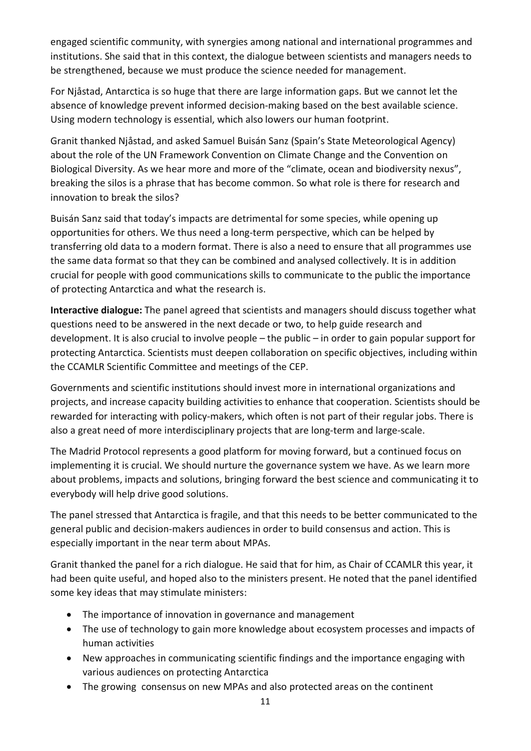engaged scientific community, with synergies among national and international programmes and institutions. She said that in this context, the dialogue between scientists and managers needs to be strengthened, because we must produce the science needed for management.

For Njåstad, Antarctica is so huge that there are large information gaps. But we cannot let the absence of knowledge prevent informed decision-making based on the best available science. Using modern technology is essential, which also lowers our human footprint.

Granit thanked Njåstad, and asked Samuel Buisán Sanz (Spain's State Meteorological Agency) about the role of the UN Framework Convention on Climate Change and the Convention on Biological Diversity. As we hear more and more of the "climate, ocean and biodiversity nexus", breaking the silos is a phrase that has become common. So what role is there for research and innovation to break the silos?

Buisán Sanz said that today's impacts are detrimental for some species, while opening up opportunities for others. We thus need a long-term perspective, which can be helped by transferring old data to a modern format. There is also a need to ensure that all programmes use the same data format so that they can be combined and analysed collectively. It is in addition crucial for people with good communications skills to communicate to the public the importance of protecting Antarctica and what the research is.

**Interactive dialogue:** The panel agreed that scientists and managers should discuss together what questions need to be answered in the next decade or two, to help guide research and development. It is also crucial to involve people – the public – in order to gain popular support for protecting Antarctica. Scientists must deepen collaboration on specific objectives, including within the CCAMLR Scientific Committee and meetings of the CEP.

Governments and scientific institutions should invest more in international organizations and projects, and increase capacity building activities to enhance that cooperation. Scientists should be rewarded for interacting with policy-makers, which often is not part of their regular jobs. There is also a great need of more interdisciplinary projects that are long-term and large-scale.

The Madrid Protocol represents a good platform for moving forward, but a continued focus on implementing it is crucial. We should nurture the governance system we have. As we learn more about problems, impacts and solutions, bringing forward the best science and communicating it to everybody will help drive good solutions.

The panel stressed that Antarctica is fragile, and that this needs to be better communicated to the general public and decision-makers audiences in order to build consensus and action. This is especially important in the near term about MPAs.

Granit thanked the panel for a rich dialogue. He said that for him, as Chair of CCAMLR this year, it had been quite useful, and hoped also to the ministers present. He noted that the panel identified some key ideas that may stimulate ministers:

- The importance of innovation in governance and management
- The use of technology to gain more knowledge about ecosystem processes and impacts of human activities
- New approaches in communicating scientific findings and the importance engaging with various audiences on protecting Antarctica
- The growing consensus on new MPAs and also protected areas on the continent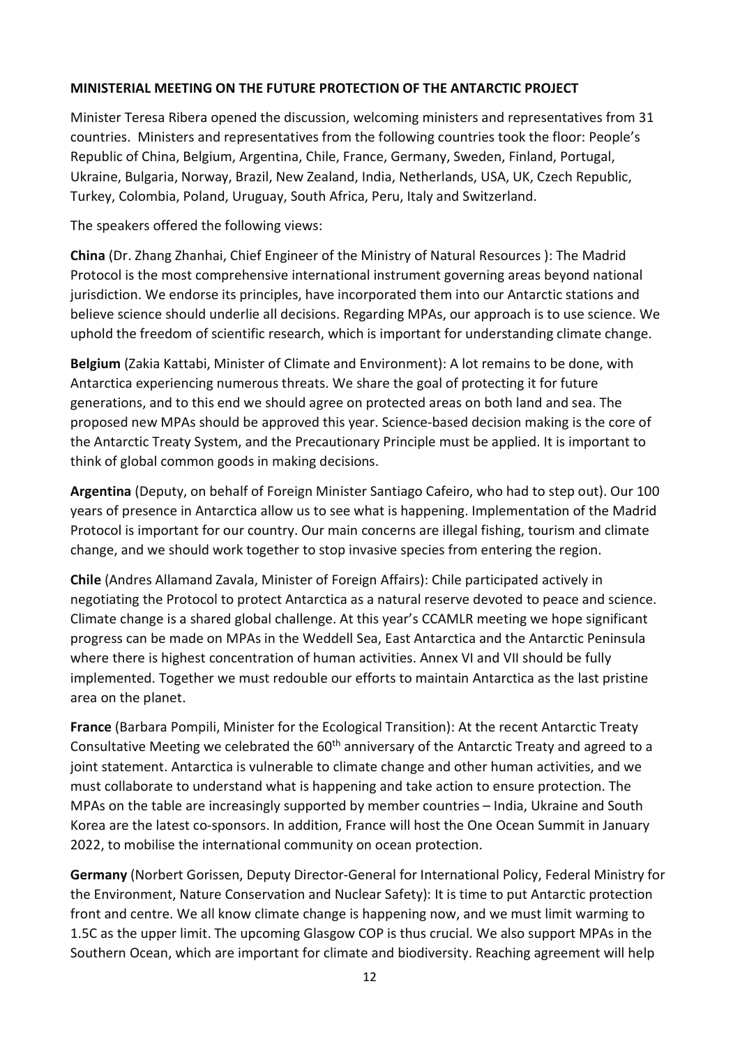**MINISTERIAL MEETING ON THE FUTURE PROTECTION OF THE ANTARCTIC PROJECT**

Minister Teresa Ribera opened the discussion, welcoming ministers and representatives from 31 countries. Ministers and representatives from the following countries took the floor: People's Republic of China, Belgium, Argentina, Chile, France, Germany, Sweden, Finland, Portugal, Ukraine, Bulgaria, Norway, Brazil, New Zealand, India, Netherlands, USA, UK, Czech Republic, Turkey, Colombia, Poland, Uruguay, South Africa, Peru, Italy and Switzerland.

The speakers offered the following views:

**China** (Dr. Zhang Zhanhai, Chief Engineer of the Ministry of Natural Resources ): The Madrid Protocol is the most comprehensive international instrument governing areas beyond national jurisdiction. We endorse its principles, have incorporated them into our Antarctic stations and believe science should underlie all decisions. Regarding MPAs, our approach is to use science. We uphold the freedom of scientific research, which is important for understanding climate change.

**Belgium** (Zakia Kattabi, Minister of Climate and Environment): A lot remains to be done, with Antarctica experiencing numerous threats. We share the goal of protecting it for future generations, and to this end we should agree on protected areas on both land and sea. The proposed new MPAs should be approved this year. Science-based decision making is the core of the Antarctic Treaty System, and the Precautionary Principle must be applied. It is important to think of global common goods in making decisions.

**Argentina** (Deputy, on behalf of Foreign Minister Santiago Cafeiro, who had to step out). Our 100 years of presence in Antarctica allow us to see what is happening. Implementation of the Madrid Protocol is important for our country. Our main concerns are illegal fishing, tourism and climate change, and we should work together to stop invasive species from entering the region.

**Chile** (Andres Allamand Zavala, Minister of Foreign Affairs): Chile participated actively in negotiating the Protocol to protect Antarctica as a natural reserve devoted to peace and science. Climate change is a shared global challenge. At this year's CCAMLR meeting we hope significant progress can be made on MPAs in the Weddell Sea, East Antarctica and the Antarctic Peninsula where there is highest concentration of human activities. Annex VI and VII should be fully implemented. Together we must redouble our efforts to maintain Antarctica as the last pristine area on the planet.

**France** (Barbara Pompili, Minister for the Ecological Transition): At the recent Antarctic Treaty Consultative Meeting we celebrated the 60th anniversary of the Antarctic Treaty and agreed to a joint statement. Antarctica is vulnerable to climate change and other human activities, and we must collaborate to understand what is happening and take action to ensure protection. The MPAs on the table are increasingly supported by member countries – India, Ukraine and South Korea are the latest co-sponsors. In addition, France will host the One Ocean Summit in January 2022, to mobilise the international community on ocean protection.

**Germany** (Norbert Gorissen, Deputy Director-General for International Policy, Federal Ministry for the Environment, Nature Conservation and Nuclear Safety): It is time to put Antarctic protection front and centre. We all know climate change is happening now, and we must limit warming to 1.5C as the upper limit. The upcoming Glasgow COP is thus crucial. We also support MPAs in the Southern Ocean, which are important for climate and biodiversity. Reaching agreement will help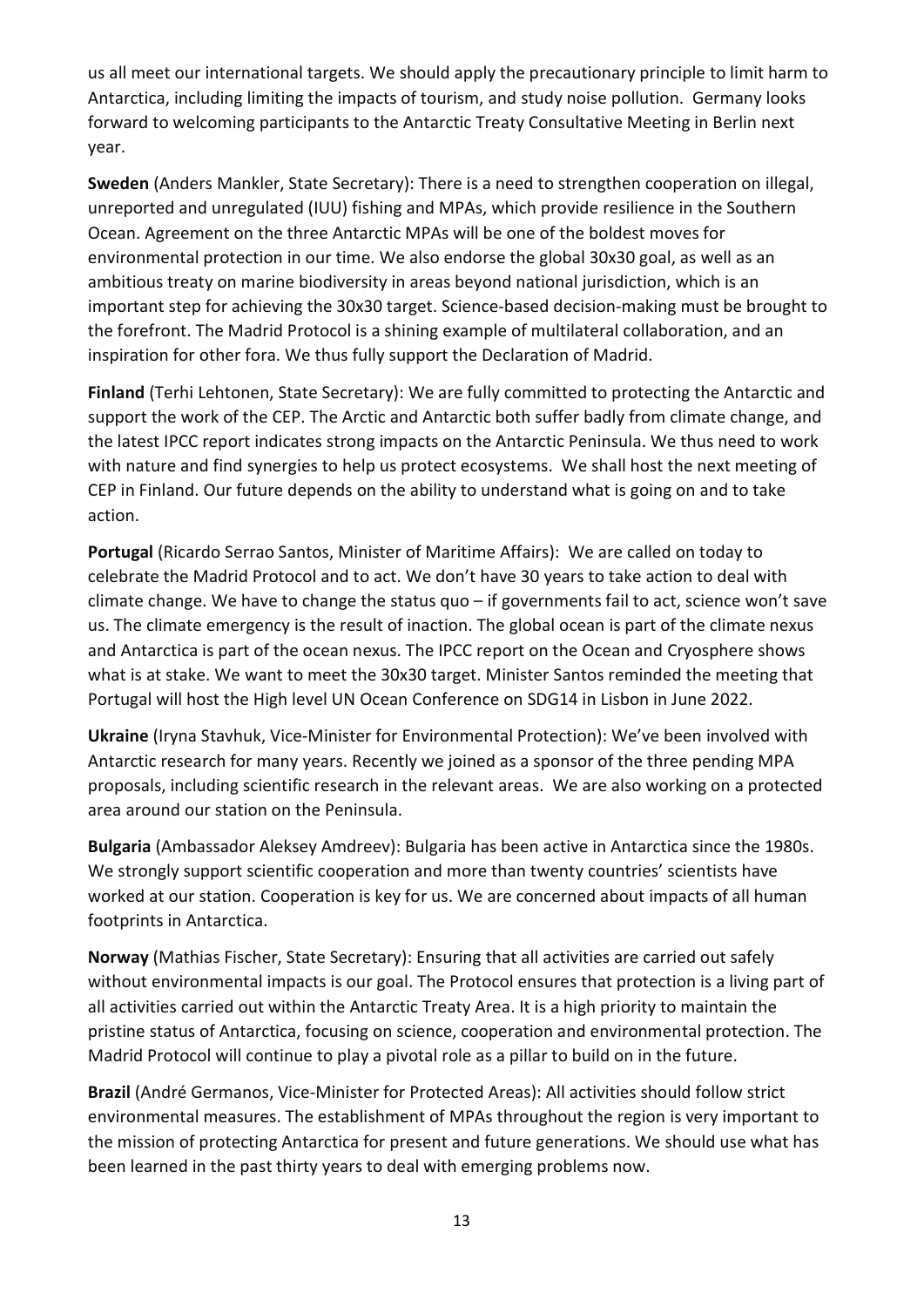us all meet our international targets. We should apply the precautionary principle to limit harm to Antarctica, including limiting the impacts of tourism, and study noise pollution. Germany looks forward to welcoming participants to the Antarctic Treaty Consultative Meeting in Berlin next year.

**Sweden** (Anders Mankler, State Secretary): There is a need to strengthen cooperation on illegal, unreported and unregulated (IUU) fishing and MPAs, which provide resilience in the Southern Ocean. Agreement on the three Antarctic MPAs will be one of the boldest moves for environmental protection in our time. We also endorse the global 30x30 goal, as well as an ambitious treaty on marine biodiversity in areas beyond national jurisdiction, which is an important step for achieving the 30x30 target. Science-based decision-making must be brought to the forefront. The Madrid Protocol is a shining example of multilateral collaboration, and an inspiration for other fora. We thus fully support the Declaration of Madrid.

**Finland** (Terhi Lehtonen, State Secretary): We are fully committed to protecting the Antarctic and support the work of the CEP. The Arctic and Antarctic both suffer badly from climate change, and the latest IPCC report indicates strong impacts on the Antarctic Peninsula. We thus need to work with nature and find synergies to help us protect ecosystems. We shall host the next meeting of CEP in Finland. Our future depends on the ability to understand what is going on and to take action.

**Portugal** (Ricardo Serrao Santos, Minister of Maritime Affairs): We are called on today to celebrate the Madrid Protocol and to act. We don't have 30 years to take action to deal with climate change. We have to change the status quo – if governments fail to act, science won't save us. The climate emergency is the result of inaction. The global ocean is part of the climate nexus and Antarctica is part of the ocean nexus. The IPCC report on the Ocean and Cryosphere shows what is at stake. We want to meet the 30x30 target. Minister Santos reminded the meeting that Portugal will host the High level UN Ocean Conference on SDG14 in Lisbon in June 2022.

**Ukraine** (Iryna Stavhuk, Vice-Minister for Environmental Protection): We've been involved with Antarctic research for many years. Recently we joined as a sponsor of the three pending MPA proposals, including scientific research in the relevant areas. We are also working on a protected area around our station on the Peninsula.

**Bulgaria** (Ambassador Aleksey Amdreev): Bulgaria has been active in Antarctica since the 1980s. We strongly support scientific cooperation and more than twenty countries' scientists have worked at our station. Cooperation is key for us. We are concerned about impacts of all human footprints in Antarctica.

**Norway** (Mathias Fischer, State Secretary): Ensuring that all activities are carried out safely without environmental impacts is our goal. The Protocol ensures that protection is a living part of all activities carried out within the Antarctic Treaty Area. It is a high priority to maintain the pristine status of Antarctica, focusing on science, cooperation and environmental protection. The Madrid Protocol will continue to play a pivotal role as a pillar to build on in the future.

**Brazil** (André Germanos, Vice-Minister for Protected Areas): All activities should follow strict environmental measures. The establishment of MPAs throughout the region is very important to the mission of protecting Antarctica for present and future generations. We should use what has been learned in the past thirty years to deal with emerging problems now.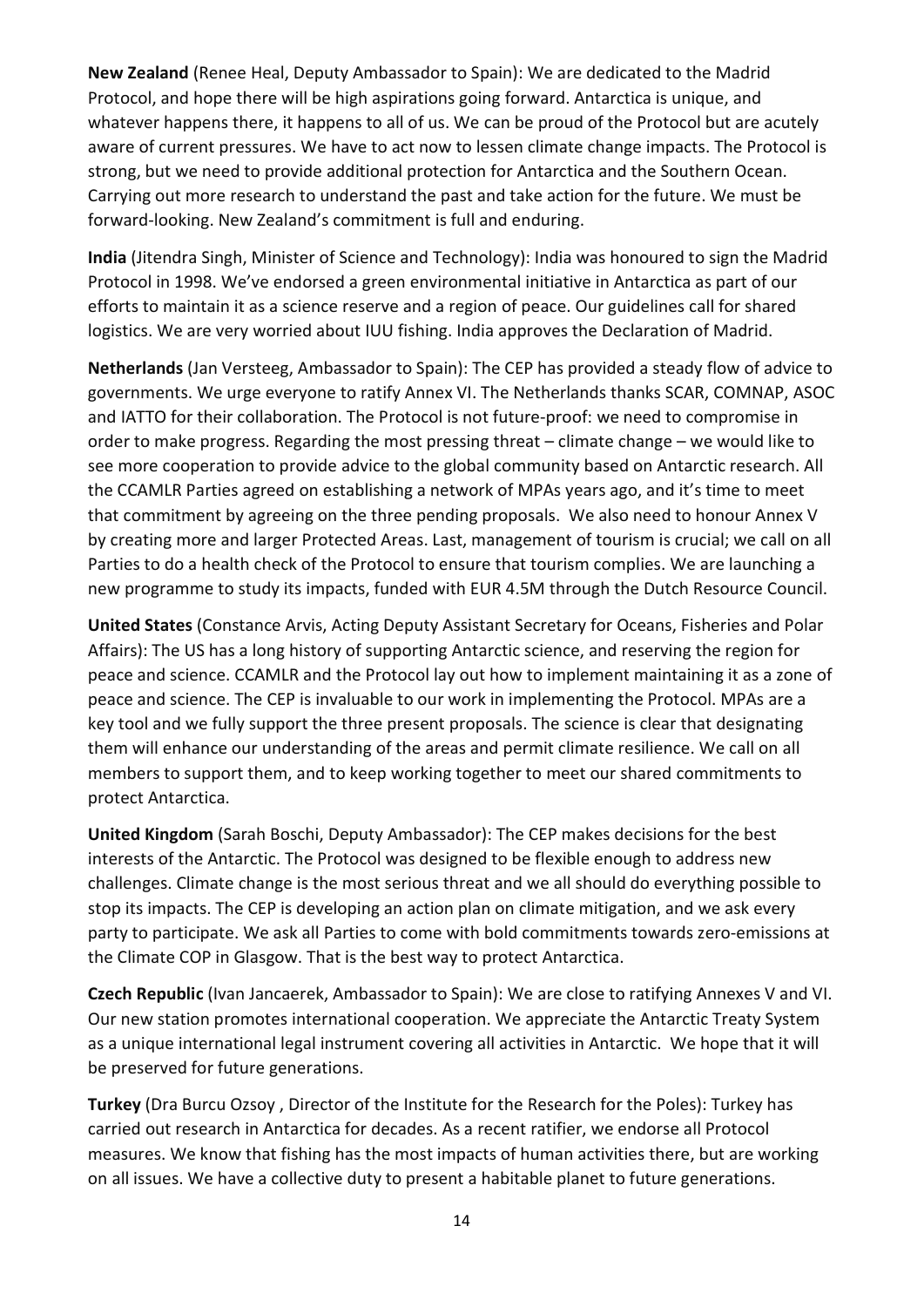**New Zealand** (Renee Heal, Deputy Ambassador to Spain): We are dedicated to the Madrid Protocol, and hope there will be high aspirations going forward. Antarctica is unique, and whatever happens there, it happens to all of us. We can be proud of the Protocol but are acutely aware of current pressures. We have to act now to lessen climate change impacts. The Protocol is strong, but we need to provide additional protection for Antarctica and the Southern Ocean. Carrying out more research to understand the past and take action for the future. We must be forward-looking. New Zealand's commitment is full and enduring.

**India** (Jitendra Singh, Minister of Science and Technology): India was honoured to sign the Madrid Protocol in 1998. We've endorsed a green environmental initiative in Antarctica as part of our efforts to maintain it as a science reserve and a region of peace. Our guidelines call for shared logistics. We are very worried about IUU fishing. India approves the Declaration of Madrid.

**Netherlands** (Jan Versteeg, Ambassador to Spain): The CEP has provided a steady flow of advice to governments. We urge everyone to ratify Annex VI. The Netherlands thanks SCAR, COMNAP, ASOC and IATTO for their collaboration. The Protocol is not future-proof: we need to compromise in order to make progress. Regarding the most pressing threat – climate change – we would like to see more cooperation to provide advice to the global community based on Antarctic research. All the CCAMLR Parties agreed on establishing a network of MPAs years ago, and it's time to meet that commitment by agreeing on the three pending proposals. We also need to honour Annex V by creating more and larger Protected Areas. Last, management of tourism is crucial; we call on all Parties to do a health check of the Protocol to ensure that tourism complies. We are launching a new programme to study its impacts, funded with EUR 4.5M through the Dutch Resource Council.

**United States** (Constance Arvis, Acting Deputy Assistant Secretary for Oceans, Fisheries and Polar Affairs): The US has a long history of supporting Antarctic science, and reserving the region for peace and science. CCAMLR and the Protocol lay out how to implement maintaining it as a zone of peace and science. The CEP is invaluable to our work in implementing the Protocol. MPAs are a key tool and we fully support the three present proposals. The science is clear that designating them will enhance our understanding of the areas and permit climate resilience. We call on all members to support them, and to keep working together to meet our shared commitments to protect Antarctica.

**United Kingdom** (Sarah Boschi, Deputy Ambassador): The CEP makes decisions for the best interests of the Antarctic. The Protocol was designed to be flexible enough to address new challenges. Climate change is the most serious threat and we all should do everything possible to stop its impacts. The CEP is developing an action plan on climate mitigation, and we ask every party to participate. We ask all Parties to come with bold commitments towards zero-emissions at the Climate COP in Glasgow. That is the best way to protect Antarctica.

**Czech Republic** (Ivan Jancaerek, Ambassador to Spain): We are close to ratifying Annexes V and VI. Our new station promotes international cooperation. We appreciate the Antarctic Treaty System as a unique international legal instrument covering all activities in Antarctic. We hope that it will be preserved for future generations.

**Turkey** (Dra Burcu Ozsoy , Director of the Institute for the Research for the Poles): Turkey has carried out research in Antarctica for decades. As a recent ratifier, we endorse all Protocol measures. We know that fishing has the most impacts of human activities there, but are working on all issues. We have a collective duty to present a habitable planet to future generations.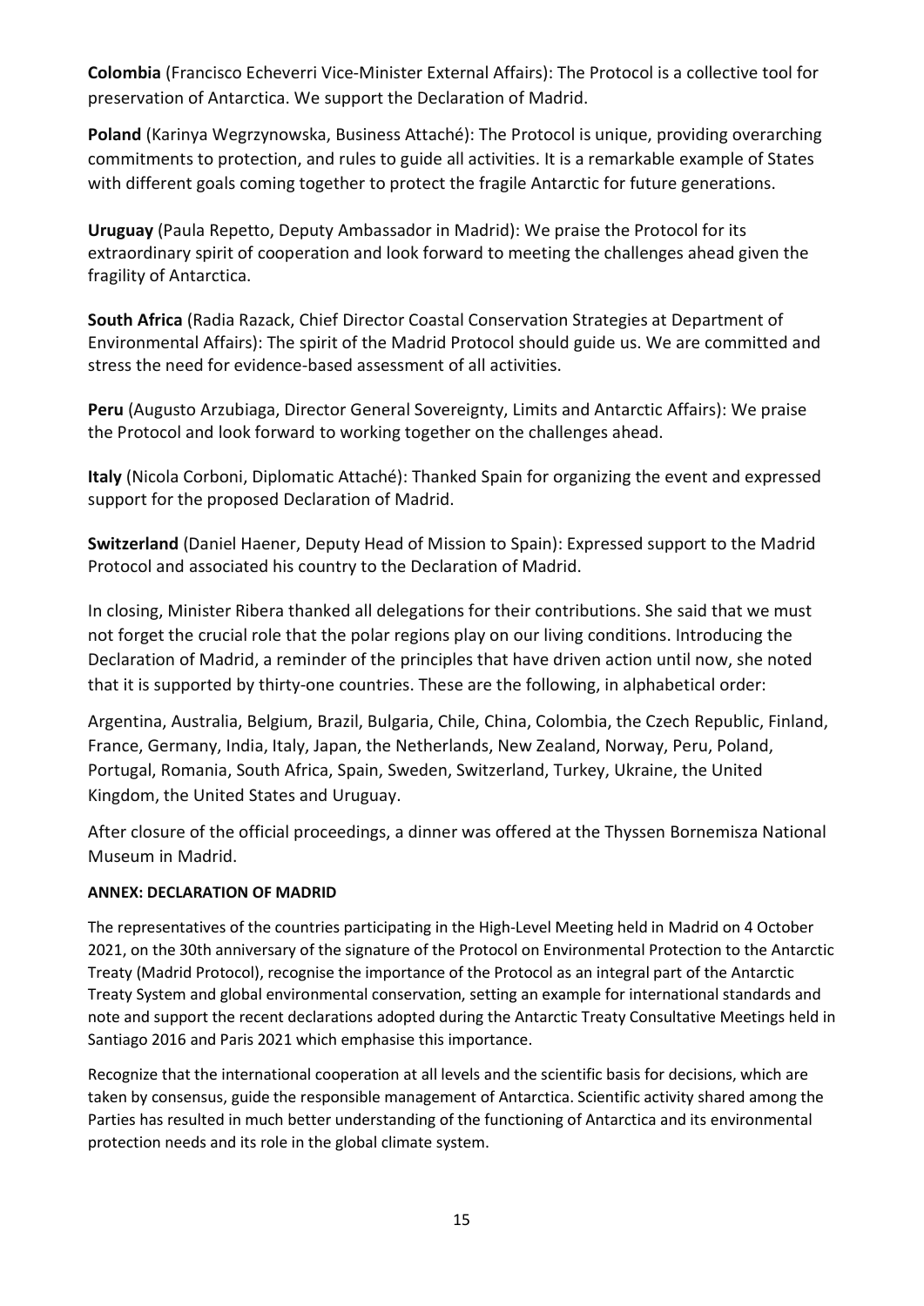**Colombia** (Francisco Echeverri Vice-Minister External Affairs): The Protocol is a collective tool for preservation of Antarctica. We support the Declaration of Madrid.

**Poland** (Karinya Wegrzynowska, Business Attaché): The Protocol is unique, providing overarching commitments to protection, and rules to guide all activities. It is a remarkable example of States with different goals coming together to protect the fragile Antarctic for future generations.

**Uruguay** (Paula Repetto, Deputy Ambassador in Madrid): We praise the Protocol for its extraordinary spirit of cooperation and look forward to meeting the challenges ahead given the fragility of Antarctica.

**South Africa** (Radia Razack, Chief Director Coastal Conservation Strategies at Department of Environmental Affairs): The spirit of the Madrid Protocol should guide us. We are committed and stress the need for evidence-based assessment of all activities.

**Peru** (Augusto Arzubiaga, Director General Sovereignty, Limits and Antarctic Affairs): We praise the Protocol and look forward to working together on the challenges ahead.

**Italy** (Nicola Corboni, Diplomatic Attaché): Thanked Spain for organizing the event and expressed support for the proposed Declaration of Madrid.

**Switzerland** (Daniel Haener, Deputy Head of Mission to Spain): Expressed support to the Madrid Protocol and associated his country to the Declaration of Madrid.

In closing, Minister Ribera thanked all delegations for their contributions. She said that we must not forget the crucial role that the polar regions play on our living conditions. Introducing the Declaration of Madrid, a reminder of the principles that have driven action until now, she noted that it is supported by thirty-one countries. These are the following, in alphabetical order:

Argentina, Australia, Belgium, Brazil, Bulgaria, Chile, China, Colombia, the Czech Republic, Finland, France, Germany, India, Italy, Japan, the Netherlands, New Zealand, Norway, Peru, Poland, Portugal, Romania, South Africa, Spain, Sweden, Switzerland, Turkey, Ukraine, the United Kingdom, the United States and Uruguay.

After closure of the official proceedings, a dinner was offered at the Thyssen Bornemisza National Museum in Madrid.

**ANNEX: DECLARATION OF MADRID**

The representatives of the countries participating in the High-Level Meeting held in Madrid on 4 October 2021, on the 30th anniversary of the signature of the Protocol on Environmental Protection to the Antarctic Treaty (Madrid Protocol), recognise the importance of the Protocol as an integral part of the Antarctic Treaty System and global environmental conservation, setting an example for international standards and note and support the recent declarations adopted during the Antarctic Treaty Consultative Meetings held in Santiago 2016 and Paris 2021 which emphasise this importance.

Recognize that the international cooperation at all levels and the scientific basis for decisions, which are taken by consensus, guide the responsible management of Antarctica. Scientific activity shared among the Parties has resulted in much better understanding of the functioning of Antarctica and its environmental protection needs and its role in the global climate system.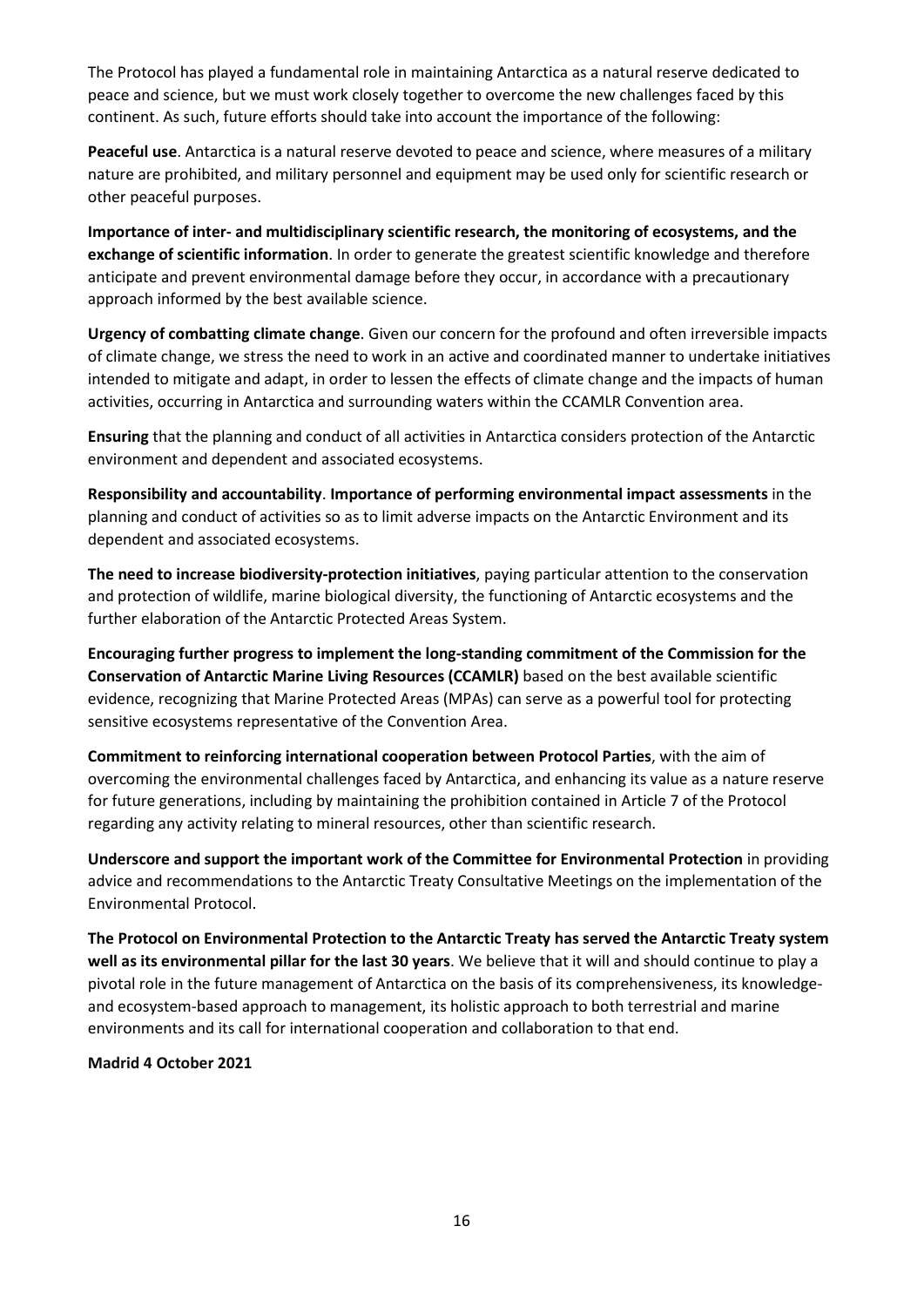The Protocol has played a fundamental role in maintaining Antarctica as a natural reserve dedicated to peace and science, but we must work closely together to overcome the new challenges faced by this continent. As such, future efforts should take into account the importance of the following:

**Peaceful use**. Antarctica is a natural reserve devoted to peace and science, where measures of a military nature are prohibited, and military personnel and equipment may be used only for scientific research or other peaceful purposes.

**Importance of inter- and multidisciplinary scientific research, the monitoring of ecosystems, and the exchange of scientific information**. In order to generate the greatest scientific knowledge and therefore anticipate and prevent environmental damage before they occur, in accordance with a precautionary approach informed by the best available science.

**Urgency of combatting climate change**. Given our concern for the profound and often irreversible impacts of climate change, we stress the need to work in an active and coordinated manner to undertake initiatives intended to mitigate and adapt, in order to lessen the effects of climate change and the impacts of human activities, occurring in Antarctica and surrounding waters within the CCAMLR Convention area.

**Ensuring** that the planning and conduct of all activities in Antarctica considers protection of the Antarctic environment and dependent and associated ecosystems.

**Responsibility and accountability**. **Importance of performing environmental impact assessments** in the planning and conduct of activities so as to limit adverse impacts on the Antarctic Environment and its dependent and associated ecosystems.

**The need to increase biodiversity-protection initiatives**, paying particular attention to the conservation and protection of wildlife, marine biological diversity, the functioning of Antarctic ecosystems and the further elaboration of the Antarctic Protected Areas System.

**Encouraging further progress to implement the long-standing commitment of the Commission for the Conservation of Antarctic Marine Living Resources (CCAMLR)** based on the best available scientific evidence, recognizing that Marine Protected Areas (MPAs) can serve as a powerful tool for protecting sensitive ecosystems representative of the Convention Area.

**Commitment to reinforcing international cooperation between Protocol Parties**, with the aim of overcoming the environmental challenges faced by Antarctica, and enhancing its value as a nature reserve for future generations, including by maintaining the prohibition contained in Article 7 of the Protocol regarding any activity relating to mineral resources, other than scientific research.

**Underscore and support the important work of the Committee for Environmental Protection** in providing advice and recommendations to the Antarctic Treaty Consultative Meetings on the implementation of the Environmental Protocol.

**The Protocol on Environmental Protection to the Antarctic Treaty has served the Antarctic Treaty system well as its environmental pillar for the last 30 years**. We believe that it will and should continue to play a pivotal role in the future management of Antarctica on the basis of its comprehensiveness, its knowledge- and ecosystem-based approach to management, its holistic approach to both terrestrial and marine environments and its call for international cooperation and collaboration to that end.

**Madrid 4 October 2021**